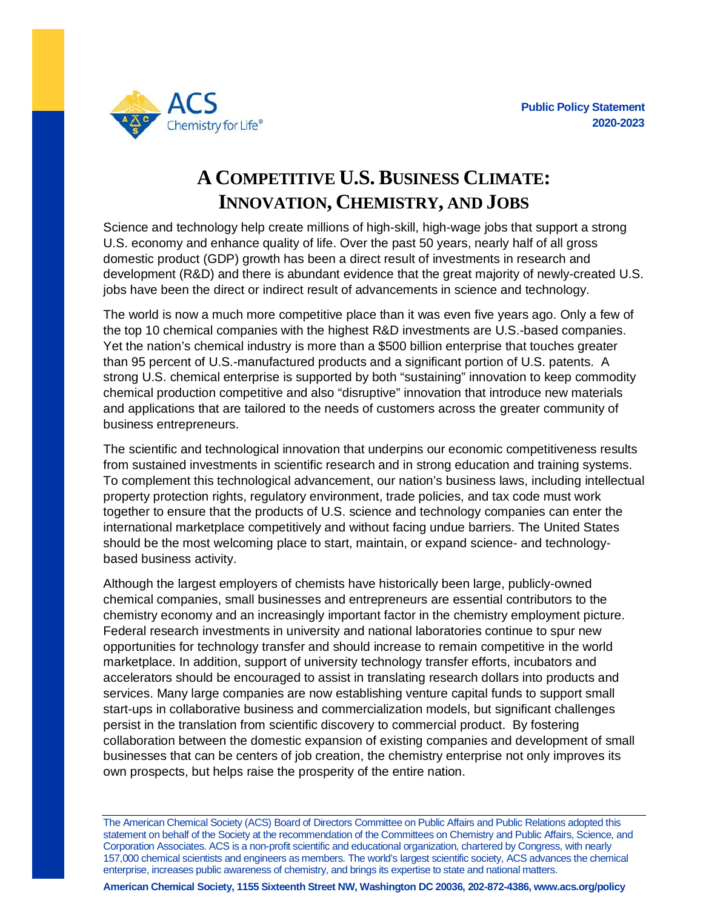Public Policy Statement
2020-2023

# A Competitive U.S. Business Climate: Innovation, Chemistry, and Jobs

Science and technology help create millions of high-skill, high-wage jobs that support a strong U.S. economy and enhance quality of life. Over the past 50 years, nearly half of all gross domestic product (GDP) growth has been a direct result of investments in research and development (R&D) and there is abundant evidence that the great majority of newly-created U.S. jobs have been the direct or indirect result of advancements in science and technology.

The world is now a much more competitive place than it was even five years ago. Only a few of the top 10 chemical companies with the highest R&D investments are U.S.-based companies. Yet the nation's chemical industry is more than a $500 billion enterprise that touches greater than 95 percent of U.S.-manufactured products and a significant portion of U.S. patents. A strong U.S. chemical enterprise is supported by both "sustaining" innovation to keep commodity chemical production competitive and also "disruptive" innovation that introduce new materials and applications that are tailored to the needs of customers across the greater community of business entrepreneurs.

The scientific and technological innovation that underpins our economic competitiveness results from sustained investments in scientific research and in strong education and training systems. To complement this technological advancement, our nation's business laws, including intellectual property protection rights, regulatory environment, trade policies, and tax code must work together to ensure that the products of U.S. science and technology companies can enter the international marketplace competitively and without facing undue barriers. The United States should be the most welcoming place to start, maintain, or expand science- and technology-based business activity.

Although the largest employers of chemists have historically been large, publicly-owned chemical companies, small businesses and entrepreneurs are essential contributors to the chemistry economy and an increasingly important factor in the chemistry employment picture. Federal research investments in university and national laboratories continue to spur new opportunities for technology transfer and should increase to remain competitive in the world marketplace. In addition, support of university technology transfer efforts, incubators and accelerators should be encouraged to assist in translating research dollars into products and services. Many large companies are now establishing venture capital funds to support small start-ups in collaborative business and commercialization models, but significant challenges persist in the translation from scientific discovery to commercial product. By fostering collaboration between the domestic expansion of existing companies and development of small businesses that can be centers of job creation, the chemistry enterprise not only improves its own prospects, but helps raise the prosperity of the entire nation.

---

The American Chemical Society (ACS) Board of Directors Committee on Public Affairs and Public Relations adopted this statement on behalf of the Society at the recommendation of the Committees on Chemistry and Public Affairs, Science, and Corporation Associates. ACS is a non-profit scientific and educational organization, chartered by Congress, with nearly 157,000 chemical scientists and engineers as members. The world's largest scientific society, ACS advances the chemical enterprise, increases public awareness of chemistry, and brings its expertise to state and national matters.

**American Chemical Society, 1155 Sixteenth Street NW, Washington DC 20036, 202-872-4386, www.acs.org/policy**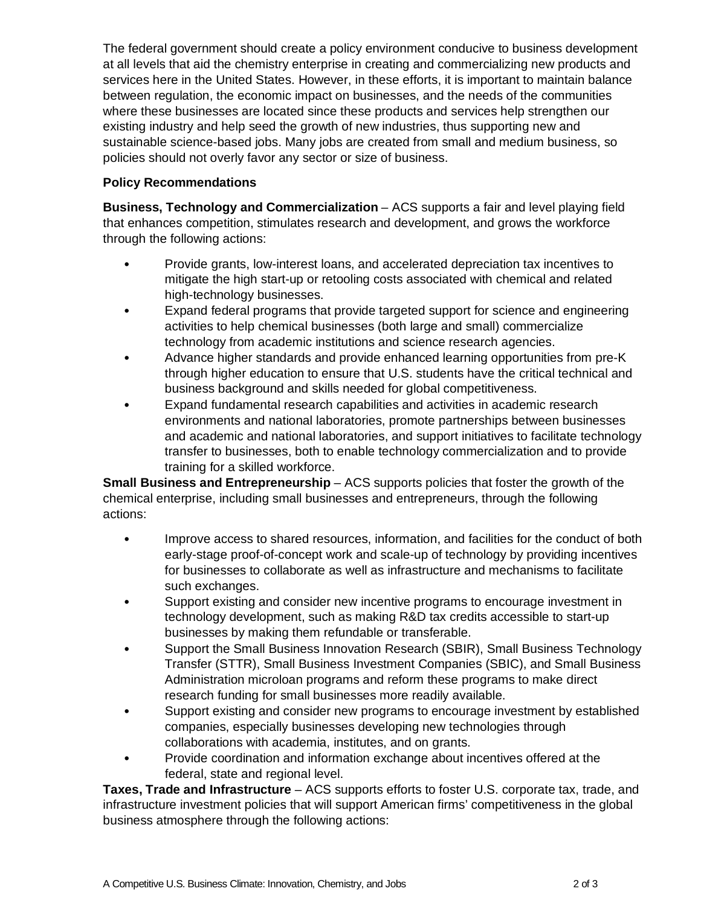The federal government should create a policy environment conducive to business development at all levels that aid the chemistry enterprise in creating and commercializing new products and services here in the United States. However, in these efforts, it is important to maintain balance between regulation, the economic impact on businesses, and the needs of the communities where these businesses are located since these products and services help strengthen our existing industry and help seed the growth of new industries, thus supporting new and sustainable science-based jobs. Many jobs are created from small and medium business, so policies should not overly favor any sector or size of business.

**Policy Recommendations**

**Business, Technology and Commercialization** – ACS supports a fair and level playing field that enhances competition, stimulates research and development, and grows the workforce through the following actions:

- Provide grants, low-interest loans, and accelerated depreciation tax incentives to mitigate the high start-up or retooling costs associated with chemical and related high-technology businesses.
- Expand federal programs that provide targeted support for science and engineering activities to help chemical businesses (both large and small) commercialize technology from academic institutions and science research agencies.
- Advance higher standards and provide enhanced learning opportunities from pre-K through higher education to ensure that U.S. students have the critical technical and business background and skills needed for global competitiveness.
- Expand fundamental research capabilities and activities in academic research environments and national laboratories, promote partnerships between businesses and academic and national laboratories, and support initiatives to facilitate technology transfer to businesses, both to enable technology commercialization and to provide training for a skilled workforce.

**Small Business and Entrepreneurship** – ACS supports policies that foster the growth of the chemical enterprise, including small businesses and entrepreneurs, through the following actions:

- Improve access to shared resources, information, and facilities for the conduct of both early-stage proof-of-concept work and scale-up of technology by providing incentives for businesses to collaborate as well as infrastructure and mechanisms to facilitate such exchanges.
- Support existing and consider new incentive programs to encourage investment in technology development, such as making R&D tax credits accessible to start-up businesses by making them refundable or transferable.
- Support the Small Business Innovation Research (SBIR), Small Business Technology Transfer (STTR), Small Business Investment Companies (SBIC), and Small Business Administration microloan programs and reform these programs to make direct research funding for small businesses more readily available.
- Support existing and consider new programs to encourage investment by established companies, especially businesses developing new technologies through collaborations with academia, institutes, and on grants.
- Provide coordination and information exchange about incentives offered at the federal, state and regional level.

**Taxes, Trade and Infrastructure** – ACS supports efforts to foster U.S. corporate tax, trade, and infrastructure investment policies that will support American firms' competitiveness in the global business atmosphere through the following actions: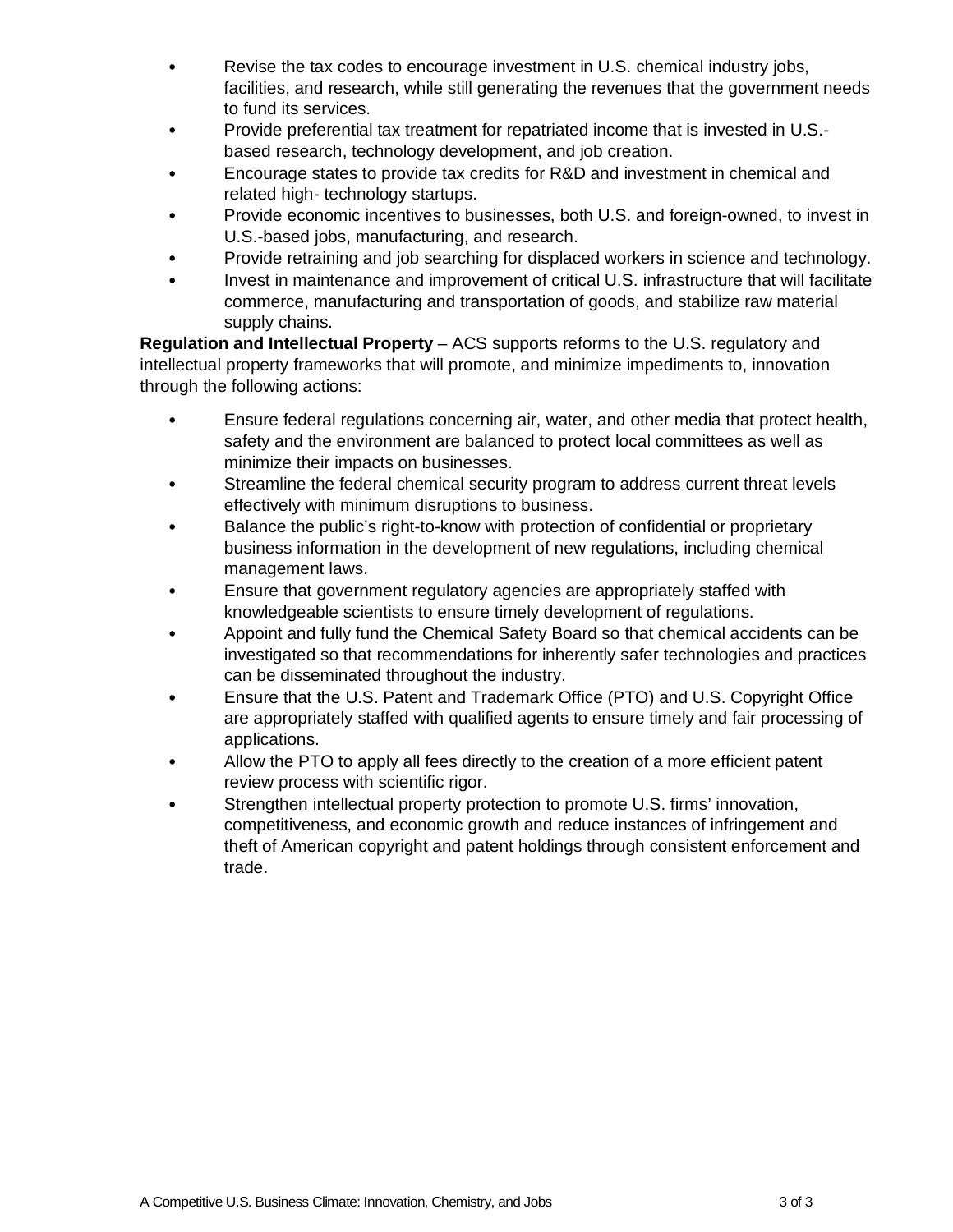- Revise the tax codes to encourage investment in U.S. chemical industry jobs, facilities, and research, while still generating the revenues that the government needs to fund its services.
- Provide preferential tax treatment for repatriated income that is invested in U.S.-based research, technology development, and job creation.
- Encourage states to provide tax credits for R&D and investment in chemical and related high- technology startups.
- Provide economic incentives to businesses, both U.S. and foreign-owned, to invest in U.S.-based jobs, manufacturing, and research.
- Provide retraining and job searching for displaced workers in science and technology.
- Invest in maintenance and improvement of critical U.S. infrastructure that will facilitate commerce, manufacturing and transportation of goods, and stabilize raw material supply chains.

**Regulation and Intellectual Property** – ACS supports reforms to the U.S. regulatory and intellectual property frameworks that will promote, and minimize impediments to, innovation through the following actions:

- Ensure federal regulations concerning air, water, and other media that protect health, safety and the environment are balanced to protect local committees as well as minimize their impacts on businesses.
- Streamline the federal chemical security program to address current threat levels effectively with minimum disruptions to business.
- Balance the public's right-to-know with protection of confidential or proprietary business information in the development of new regulations, including chemical management laws.
- Ensure that government regulatory agencies are appropriately staffed with knowledgeable scientists to ensure timely development of regulations.
- Appoint and fully fund the Chemical Safety Board so that chemical accidents can be investigated so that recommendations for inherently safer technologies and practices can be disseminated throughout the industry.
- Ensure that the U.S. Patent and Trademark Office (PTO) and U.S. Copyright Office are appropriately staffed with qualified agents to ensure timely and fair processing of applications.
- Allow the PTO to apply all fees directly to the creation of a more efficient patent review process with scientific rigor.
- Strengthen intellectual property protection to promote U.S. firms' innovation, competitiveness, and economic growth and reduce instances of infringement and theft of American copyright and patent holdings through consistent enforcement and trade.